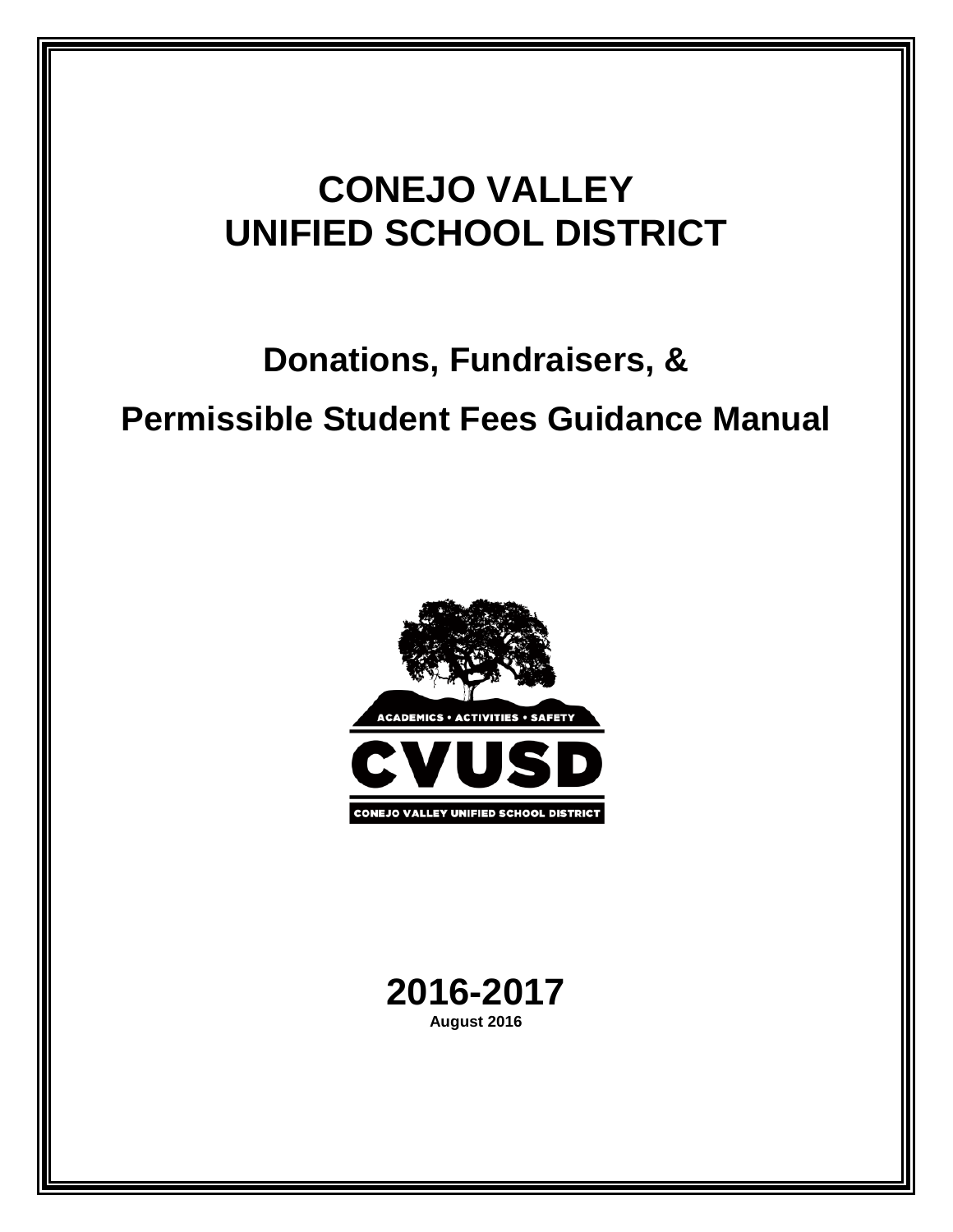# CONEJO VALLEY UNIFIED SCHOOL DISTRICT

## Donations, Fundraisers, &

## Permissible Student Fees Guidance Manual

**2016-2017**

**August 2016**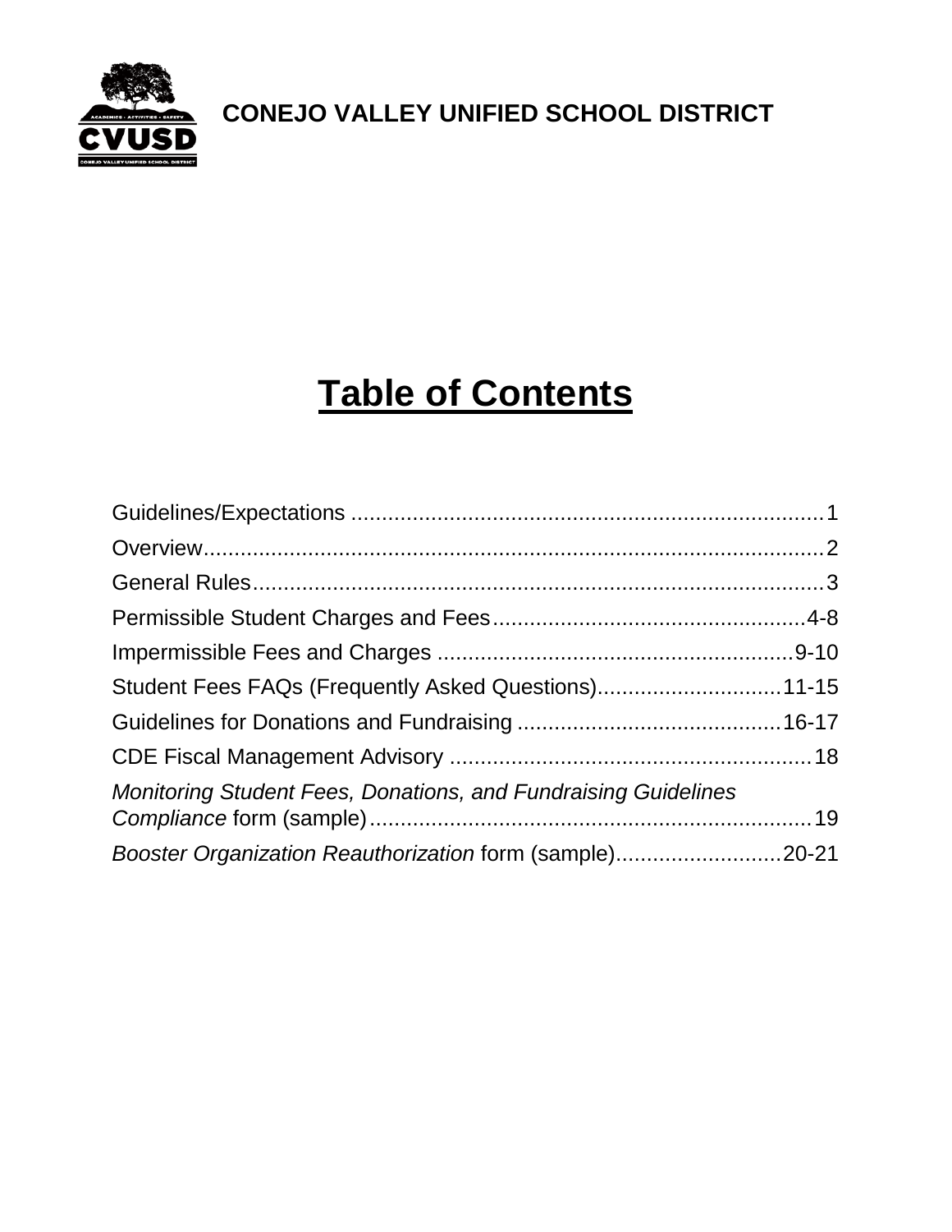**CONEJO VALLEY UNIFIED SCHOOL DISTRICT**

# Table of Contents

| | |
|---|---|
| Guidelines/Expectations | 1 |
| Overview | 2 |
| General Rules | 3 |
| Permissible Student Charges and Fees | 4-8 |
| Impermissible Fees and Charges | 9-10 |
| Student Fees FAQs (Frequently Asked Questions) | 11-15 |
| Guidelines for Donations and Fundraising | 16-17 |
| CDE Fiscal Management Advisory | 18 |
| *Monitoring Student Fees, Donations, and Fundraising Guidelines Compliance* form (sample) | 19 |
| *Booster Organization Reauthorization* form (sample) | 20-21 |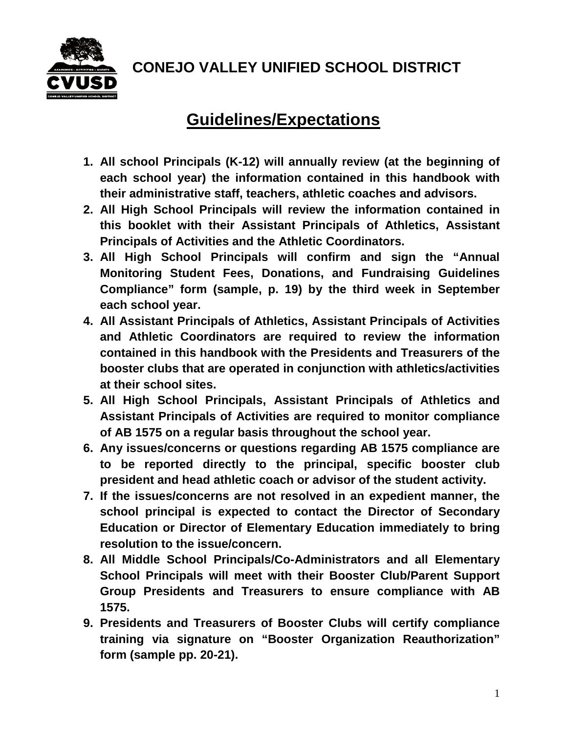# CONEJO VALLEY UNIFIED SCHOOL DISTRICT

## Guidelines/Expectations

1. **All school Principals (K-12) will annually review (at the beginning of each school year) the information contained in this handbook with their administrative staff, teachers, athletic coaches and advisors.**
2. **All High School Principals will review the information contained in this booklet with their Assistant Principals of Athletics, Assistant Principals of Activities and the Athletic Coordinators.**
3. **All High School Principals will confirm and sign the "Annual Monitoring Student Fees, Donations, and Fundraising Guidelines Compliance" form (sample, p. 19) by the third week in September each school year.**
4. **All Assistant Principals of Athletics, Assistant Principals of Activities and Athletic Coordinators are required to review the information contained in this handbook with the Presidents and Treasurers of the booster clubs that are operated in conjunction with athletics/activities at their school sites.**
5. **All High School Principals, Assistant Principals of Athletics and Assistant Principals of Activities are required to monitor compliance of AB 1575 on a regular basis throughout the school year.**
6. **Any issues/concerns or questions regarding AB 1575 compliance are to be reported directly to the principal, specific booster club president and head athletic coach or advisor of the student activity.**
7. **If the issues/concerns are not resolved in an expedient manner, the school principal is expected to contact the Director of Secondary Education or Director of Elementary Education immediately to bring resolution to the issue/concern.**
8. **All Middle School Principals/Co-Administrators and all Elementary School Principals will meet with their Booster Club/Parent Support Group Presidents and Treasurers to ensure compliance with AB 1575.**
9. **Presidents and Treasurers of Booster Clubs will certify compliance training via signature on "Booster Organization Reauthorization" form (sample pp. 20-21).**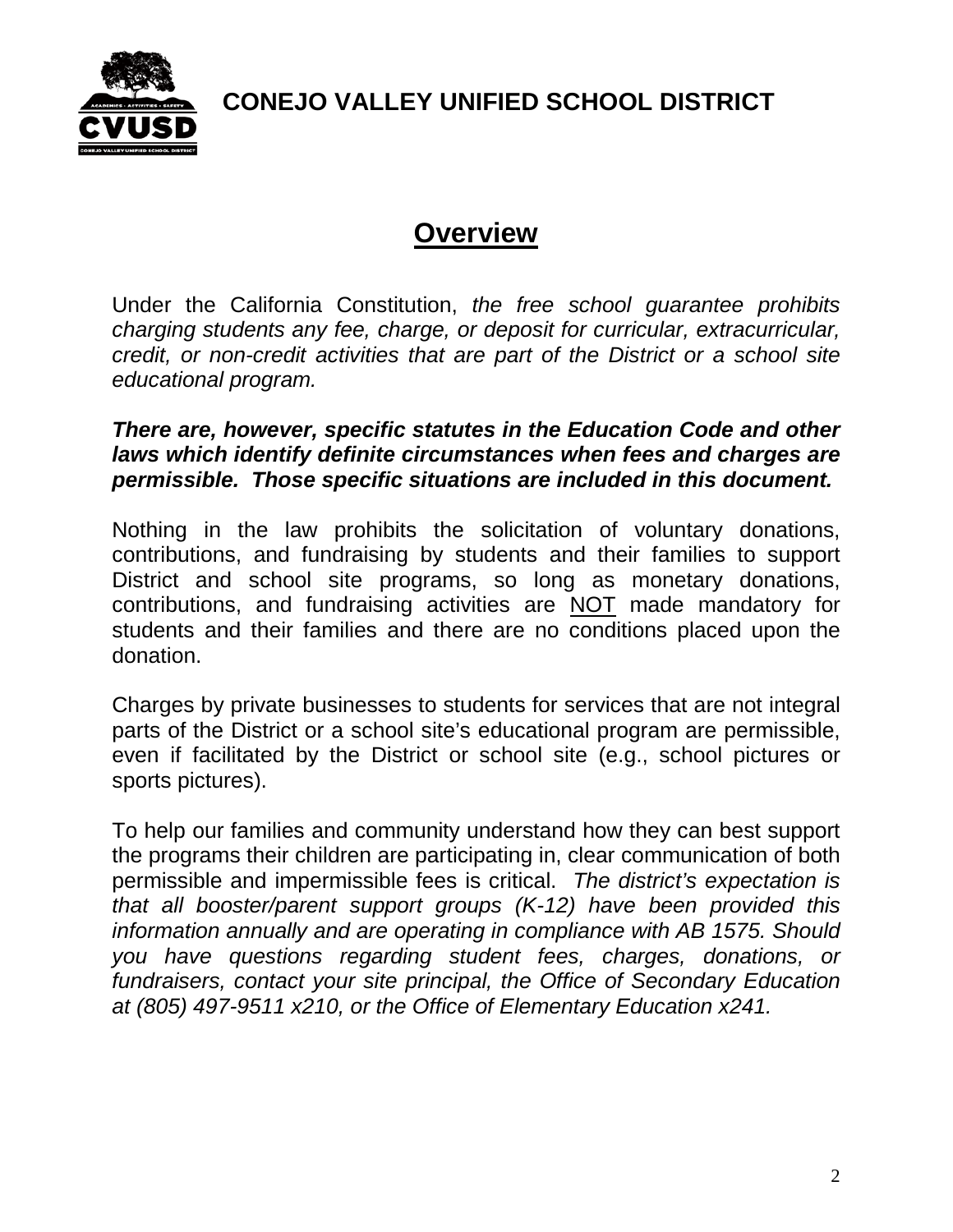**CONEJO VALLEY UNIFIED SCHOOL DISTRICT**

# Overview

Under the California Constitution, *the free school guarantee prohibits charging students any fee, charge, or deposit for curricular, extracurricular, credit, or non-credit activities that are part of the District or a school site educational program.*

***There are, however, specific statutes in the Education Code and other laws which identify definite circumstances when fees and charges are permissible. Those specific situations are included in this document.***

Nothing in the law prohibits the solicitation of voluntary donations, contributions, and fundraising by students and their families to support District and school site programs, so long as monetary donations, contributions, and fundraising activities are NOT made mandatory for students and their families and there are no conditions placed upon the donation.

Charges by private businesses to students for services that are not integral parts of the District or a school site's educational program are permissible, even if facilitated by the District or school site (e.g., school pictures or sports pictures).

To help our families and community understand how they can best support the programs their children are participating in, clear communication of both permissible and impermissible fees is critical. *The district's expectation is that all booster/parent support groups (K-12) have been provided this information annually and are operating in compliance with AB 1575. Should you have questions regarding student fees, charges, donations, or fundraisers, contact your site principal, the Office of Secondary Education at (805) 497-9511 x210, or the Office of Elementary Education x241.*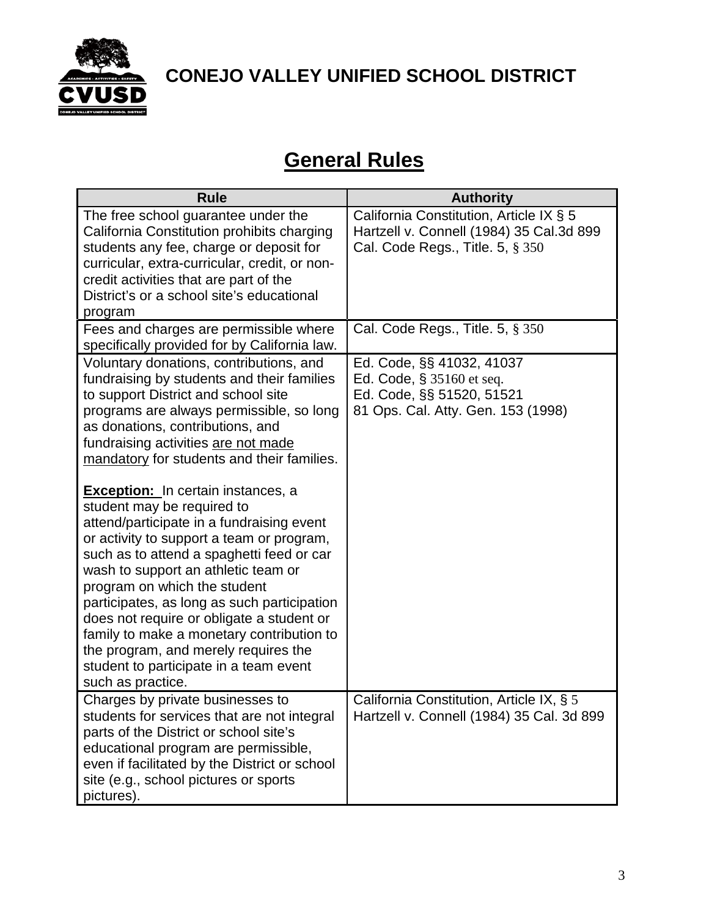# CONEJO VALLEY UNIFIED SCHOOL DISTRICT

## General Rules

| Rule | Authority |
|---|---|
| The free school guarantee under the California Constitution prohibits charging students any fee, charge or deposit for curricular, extra-curricular, credit, or non-credit activities that are part of the District's or a school site's educational program | California Constitution, Article IX § 5<br>Hartzell v. Connell (1984) 35 Cal.3d 899<br>Cal. Code Regs., Title. 5, § 350 |
| Fees and charges are permissible where specifically provided for by California law. | Cal. Code Regs., Title. 5, § 350 |
| Voluntary donations, contributions, and fundraising by students and their families to support District and school site programs are always permissible, so long as donations, contributions, and fundraising activities <u>are not made mandatory</u> for students and their families.<br><br>**<u>Exception:</u>** In certain instances, a student may be required to attend/participate in a fundraising event or activity to support a team or program, such as to attend a spaghetti feed or car wash to support an athletic team or program on which the student participates, as long as such participation does not require or obligate a student or family to make a monetary contribution to the program, and merely requires the student to participate in a team event such as practice. | Ed. Code, §§ 41032, 41037<br>Ed. Code, § 35160 et seq.<br>Ed. Code, §§ 51520, 51521<br>81 Ops. Cal. Atty. Gen. 153 (1998) |
| Charges by private businesses to students for services that are not integral parts of the District or school site's educational program are permissible, even if facilitated by the District or school site (e.g., school pictures or sports pictures). | California Constitution, Article IX, § 5<br>Hartzell v. Connell (1984) 35 Cal. 3d 899 |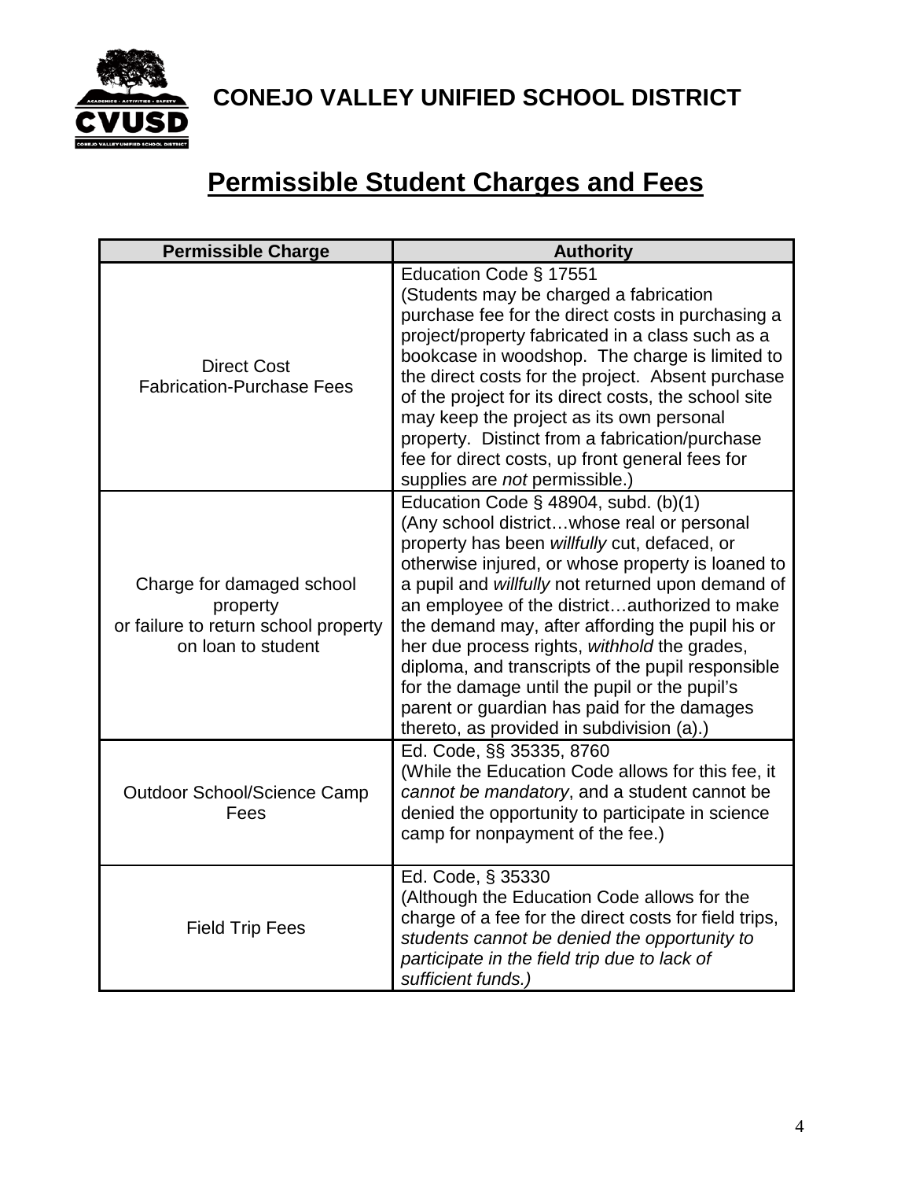**CONEJO VALLEY UNIFIED SCHOOL DISTRICT**

# Permissible Student Charges and Fees

| Permissible Charge | Authority |
|---|---|
| Direct Cost Fabrication-Purchase Fees | Education Code § 17551 (Students may be charged a fabrication purchase fee for the direct costs in purchasing a project/property fabricated in a class such as a bookcase in woodshop. The charge is limited to the direct costs for the project. Absent purchase of the project for its direct costs, the school site may keep the project as its own personal property. Distinct from a fabrication/purchase fee for direct costs, up front general fees for supplies are *not* permissible.) |
| Charge for damaged school property or failure to return school property on loan to student | Education Code § 48904, subd. (b)(1) (Any school district…whose real or personal property has been *willfully* cut, defaced, or otherwise injured, or whose property is loaned to a pupil and *willfully* not returned upon demand of an employee of the district…authorized to make the demand may, after affording the pupil his or her due process rights, *withhold* the grades, diploma, and transcripts of the pupil responsible for the damage until the pupil or the pupil's parent or guardian has paid for the damages thereto, as provided in subdivision (a).) |
| Outdoor School/Science Camp Fees | Ed. Code, §§ 35335, 8760 (While the Education Code allows for this fee, it *cannot be mandatory*, and a student cannot be denied the opportunity to participate in science camp for nonpayment of the fee.) |
| Field Trip Fees | Ed. Code, § 35330 (Although the Education Code allows for the charge of a fee for the direct costs for field trips, *students cannot be denied the opportunity to participate in the field trip due to lack of sufficient funds.)* |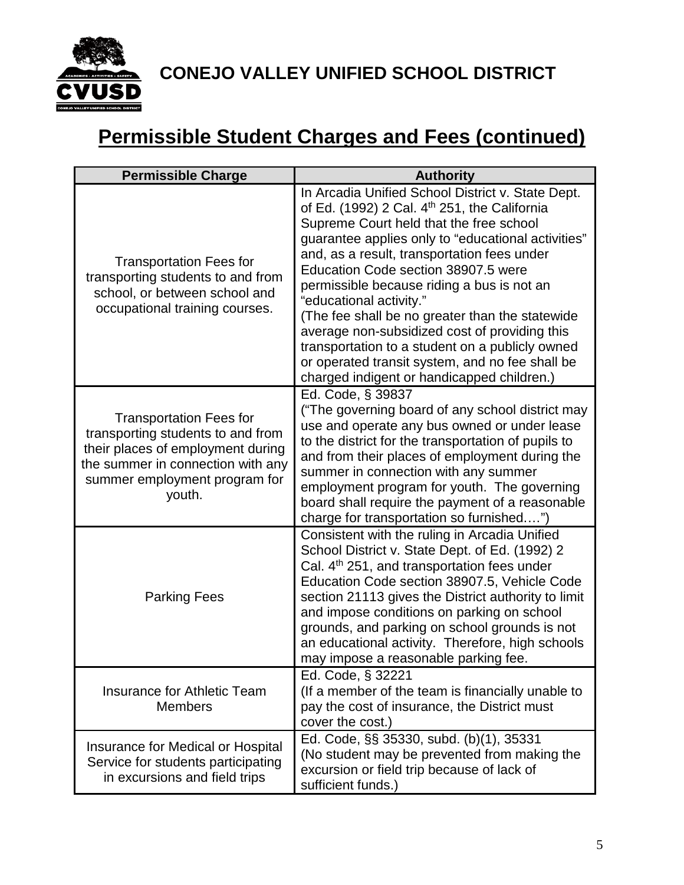**CONEJO VALLEY UNIFIED SCHOOL DISTRICT**

# Permissible Student Charges and Fees (continued)

| Permissible Charge | Authority |
|---|---|
| Transportation Fees for transporting students to and from school, or between school and occupational training courses. | In Arcadia Unified School District v. State Dept. of Ed. (1992) 2 Cal. 4th 251, the California Supreme Court held that the free school guarantee applies only to "educational activities" and, as a result, transportation fees under Education Code section 38907.5 were permissible because riding a bus is not an "educational activity." (The fee shall be no greater than the statewide average non-subsidized cost of providing this transportation to a student on a publicly owned or operated transit system, and no fee shall be charged indigent or handicapped children.) |
| Transportation Fees for transporting students to and from their places of employment during the summer in connection with any summer employment program for youth. | Ed. Code, § 39837 ("The governing board of any school district may use and operate any bus owned or under lease to the district for the transportation of pupils to and from their places of employment during the summer in connection with any summer employment program for youth. The governing board shall require the payment of a reasonable charge for transportation so furnished….") |
| Parking Fees | Consistent with the ruling in Arcadia Unified School District v. State Dept. of Ed. (1992) 2 Cal. 4th 251, and transportation fees under Education Code section 38907.5, Vehicle Code section 21113 gives the District authority to limit and impose conditions on parking on school grounds, and parking on school grounds is not an educational activity. Therefore, high schools may impose a reasonable parking fee. |
| Insurance for Athletic Team Members | Ed. Code, § 32221 (If a member of the team is financially unable to pay the cost of insurance, the District must cover the cost.) |
| Insurance for Medical or Hospital Service for students participating in excursions and field trips | Ed. Code, §§ 35330, subd. (b)(1), 35331 (No student may be prevented from making the excursion or field trip because of lack of sufficient funds.) |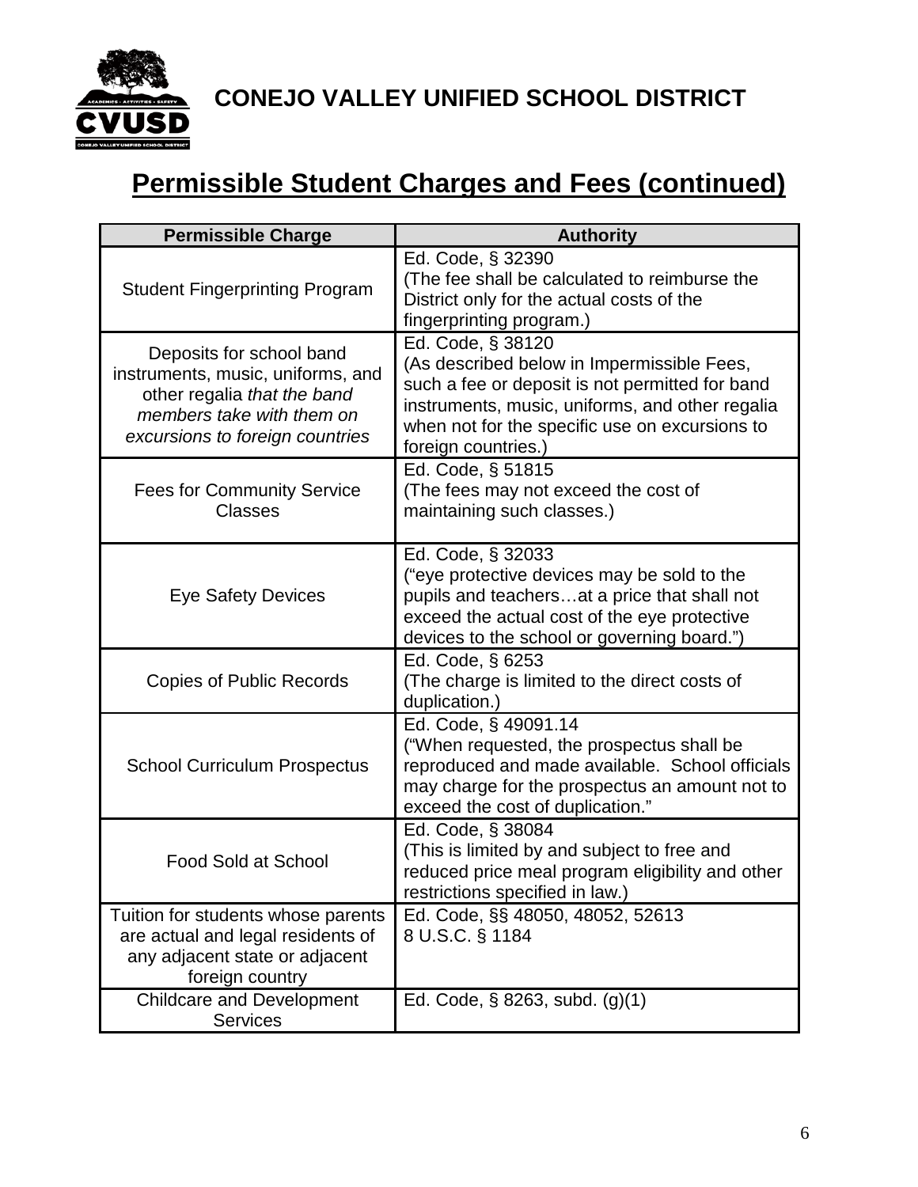**CONEJO VALLEY UNIFIED SCHOOL DISTRICT**

## Permissible Student Charges and Fees (continued)

| Permissible Charge | Authority |
|---|---|
| Student Fingerprinting Program | Ed. Code, § 32390<br>(The fee shall be calculated to reimburse the District only for the actual costs of the fingerprinting program.) |
| Deposits for school band instruments, music, uniforms, and other regalia *that the band members take with them on excursions to foreign countries* | Ed. Code, § 38120<br>(As described below in Impermissible Fees, such a fee or deposit is not permitted for band instruments, music, uniforms, and other regalia when not for the specific use on excursions to foreign countries.) |
| Fees for Community Service Classes | Ed. Code, § 51815<br>(The fees may not exceed the cost of maintaining such classes.) |
| Eye Safety Devices | Ed. Code, § 32033<br>("eye protective devices may be sold to the pupils and teachers…at a price that shall not exceed the actual cost of the eye protective devices to the school or governing board.") |
| Copies of Public Records | Ed. Code, § 6253<br>(The charge is limited to the direct costs of duplication.) |
| School Curriculum Prospectus | Ed. Code, § 49091.14<br>("When requested, the prospectus shall be reproduced and made available. School officials may charge for the prospectus an amount not to exceed the cost of duplication." |
| Food Sold at School | Ed. Code, § 38084<br>(This is limited by and subject to free and reduced price meal program eligibility and other restrictions specified in law.) |
| Tuition for students whose parents are actual and legal residents of any adjacent state or adjacent foreign country | Ed. Code, §§ 48050, 48052, 52613<br>8 U.S.C. § 1184 |
| Childcare and Development Services | Ed. Code, § 8263, subd. (g)(1) |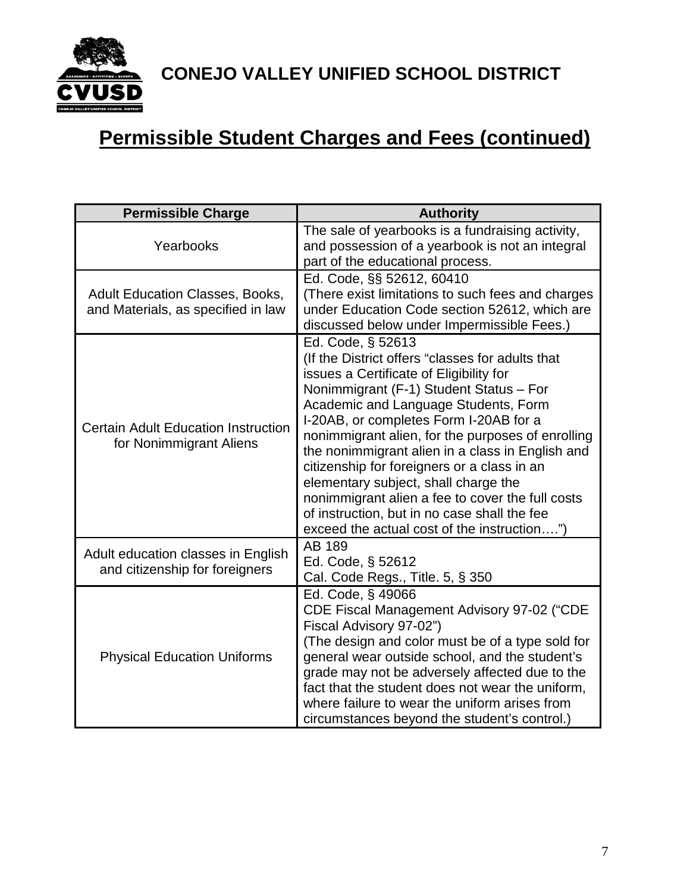**CONEJO VALLEY UNIFIED SCHOOL DISTRICT**

# Permissible Student Charges and Fees (continued)

| Permissible Charge | Authority |
|---|---|
| Yearbooks | The sale of yearbooks is a fundraising activity, and possession of a yearbook is not an integral part of the educational process. |
| Adult Education Classes, Books, and Materials, as specified in law | Ed. Code, §§ 52612, 60410<br>(There exist limitations to such fees and charges under Education Code section 52612, which are discussed below under Impermissible Fees.) |
| Certain Adult Education Instruction for Nonimmigrant Aliens | Ed. Code, § 52613<br>(If the District offers "classes for adults that issues a Certificate of Eligibility for Nonimmigrant (F-1) Student Status – For Academic and Language Students, Form I-20AB, or completes Form I-20AB for a nonimmigrant alien, for the purposes of enrolling the nonimmigrant alien in a class in English and citizenship for foreigners or a class in an elementary subject, shall charge the nonimmigrant alien a fee to cover the full costs of instruction, but in no case shall the fee exceed the actual cost of the instruction….") |
| Adult education classes in English and citizenship for foreigners | AB 189<br>Ed. Code, § 52612<br>Cal. Code Regs., Title. 5, § 350 |
| Physical Education Uniforms | Ed. Code, § 49066<br>CDE Fiscal Management Advisory 97-02 ("CDE Fiscal Advisory 97-02")<br>(The design and color must be of a type sold for general wear outside school, and the student's grade may not be adversely affected due to the fact that the student does not wear the uniform, where failure to wear the uniform arises from circumstances beyond the student's control.) |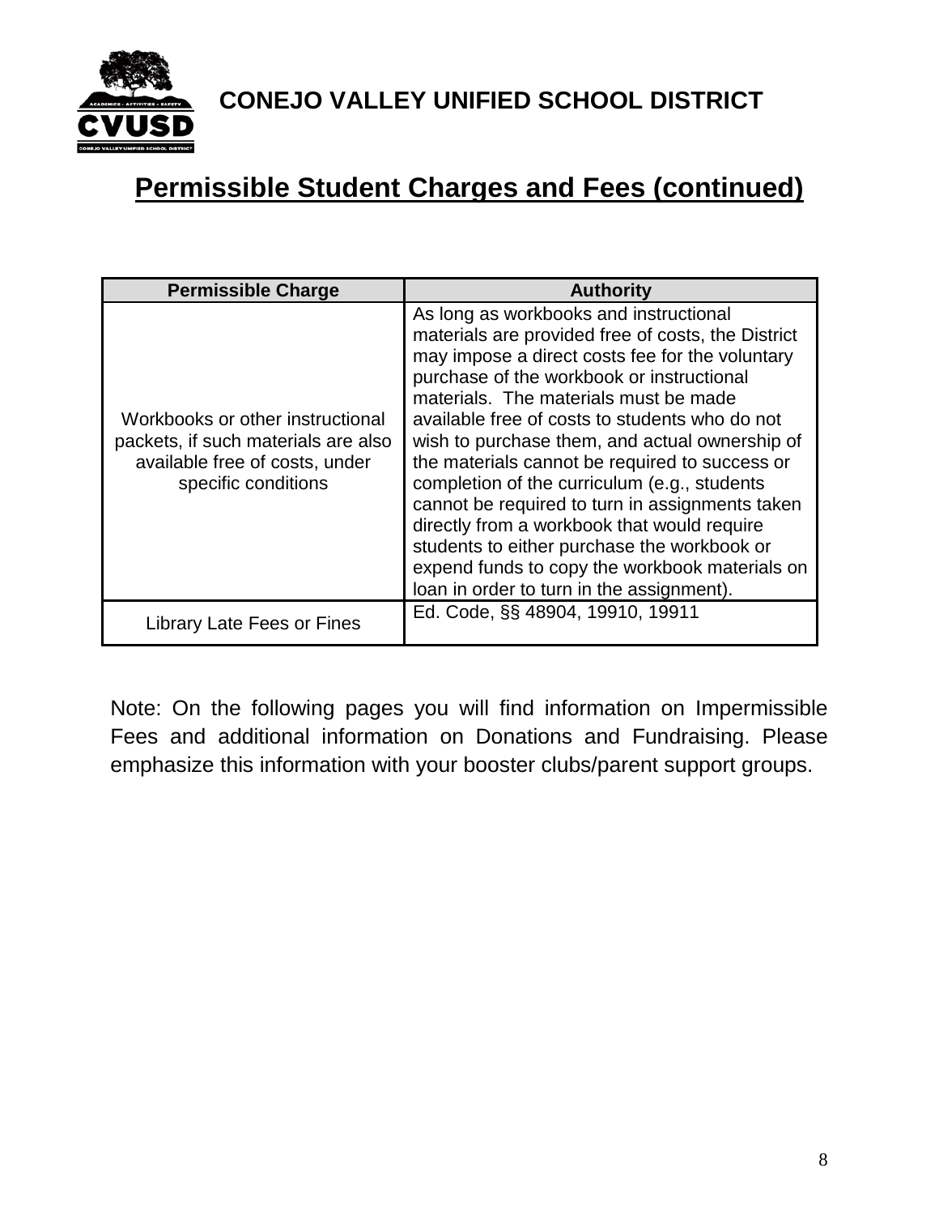# CONEJO VALLEY UNIFIED SCHOOL DISTRICT

## Permissible Student Charges and Fees (continued)

| Permissible Charge | Authority |
|---|---|
| Workbooks or other instructional packets, if such materials are also available free of costs, under specific conditions | As long as workbooks and instructional materials are provided free of costs, the District may impose a direct costs fee for the voluntary purchase of the workbook or instructional materials. The materials must be made available free of costs to students who do not wish to purchase them, and actual ownership of the materials cannot be required to success or completion of the curriculum (e.g., students cannot be required to turn in assignments taken directly from a workbook that would require students to either purchase the workbook or expend funds to copy the workbook materials on loan in order to turn in the assignment). |
| Library Late Fees or Fines | Ed. Code, §§ 48904, 19910, 19911 |

Note: On the following pages you will find information on Impermissible Fees and additional information on Donations and Fundraising. Please emphasize this information with your booster clubs/parent support groups.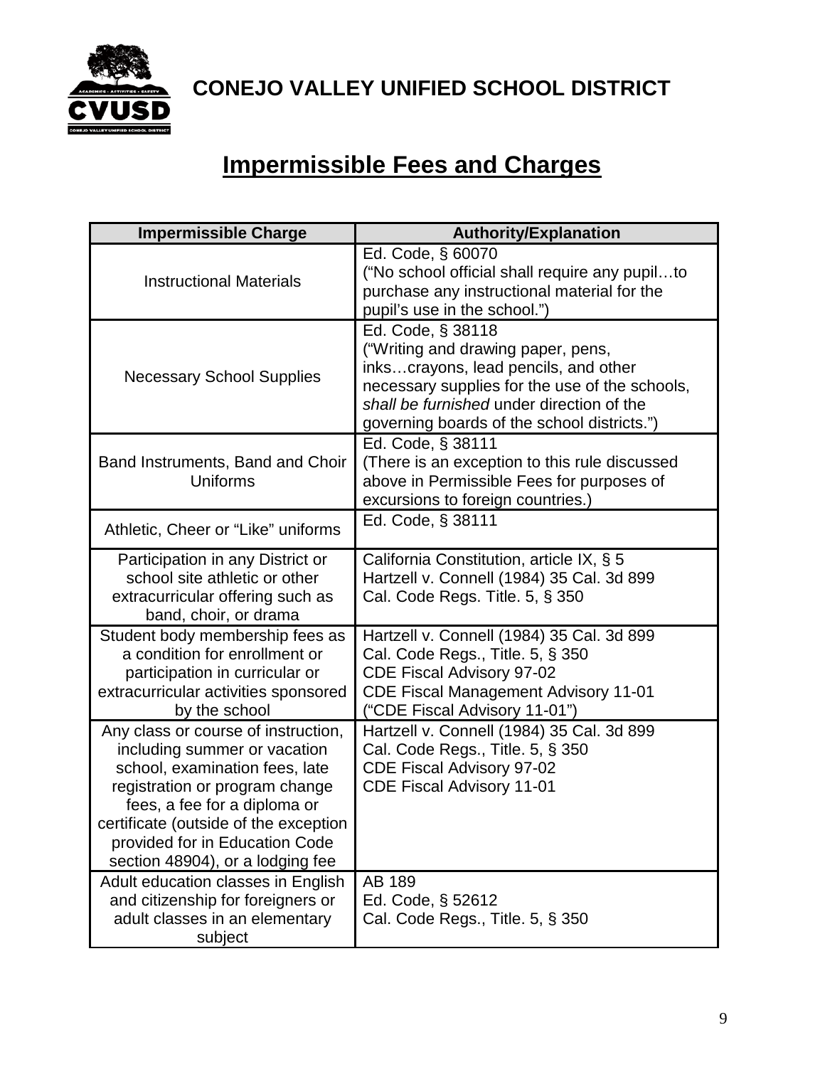# CONEJO VALLEY UNIFIED SCHOOL DISTRICT

## Impermissible Fees and Charges

| Impermissible Charge | Authority/Explanation |
|---|---|
| Instructional Materials | Ed. Code, § 60070<br>("No school official shall require any pupil…to purchase any instructional material for the pupil's use in the school.") |
| Necessary School Supplies | Ed. Code, § 38118<br>("Writing and drawing paper, pens, inks…crayons, lead pencils, and other necessary supplies for the use of the schools, *shall be furnished* under direction of the governing boards of the school districts.") |
| Band Instruments, Band and Choir Uniforms | Ed. Code, § 38111<br>(There is an exception to this rule discussed above in Permissible Fees for purposes of excursions to foreign countries.) |
| Athletic, Cheer or "Like" uniforms | Ed. Code, § 38111 |
| Participation in any District or school site athletic or other extracurricular offering such as band, choir, or drama | California Constitution, article IX, § 5<br>Hartzell v. Connell (1984) 35 Cal. 3d 899<br>Cal. Code Regs. Title. 5, § 350 |
| Student body membership fees as a condition for enrollment or participation in curricular or extracurricular activities sponsored by the school | Hartzell v. Connell (1984) 35 Cal. 3d 899<br>Cal. Code Regs., Title. 5, § 350<br>CDE Fiscal Advisory 97-02<br>CDE Fiscal Management Advisory 11-01<br>("CDE Fiscal Advisory 11-01") |
| Any class or course of instruction, including summer or vacation school, examination fees, late registration or program change fees, a fee for a diploma or certificate (outside of the exception provided for in Education Code section 48904), or a lodging fee | Hartzell v. Connell (1984) 35 Cal. 3d 899<br>Cal. Code Regs., Title. 5, § 350<br>CDE Fiscal Advisory 97-02<br>CDE Fiscal Advisory 11-01 |
| Adult education classes in English and citizenship for foreigners or adult classes in an elementary subject | AB 189<br>Ed. Code, § 52612<br>Cal. Code Regs., Title. 5, § 350 |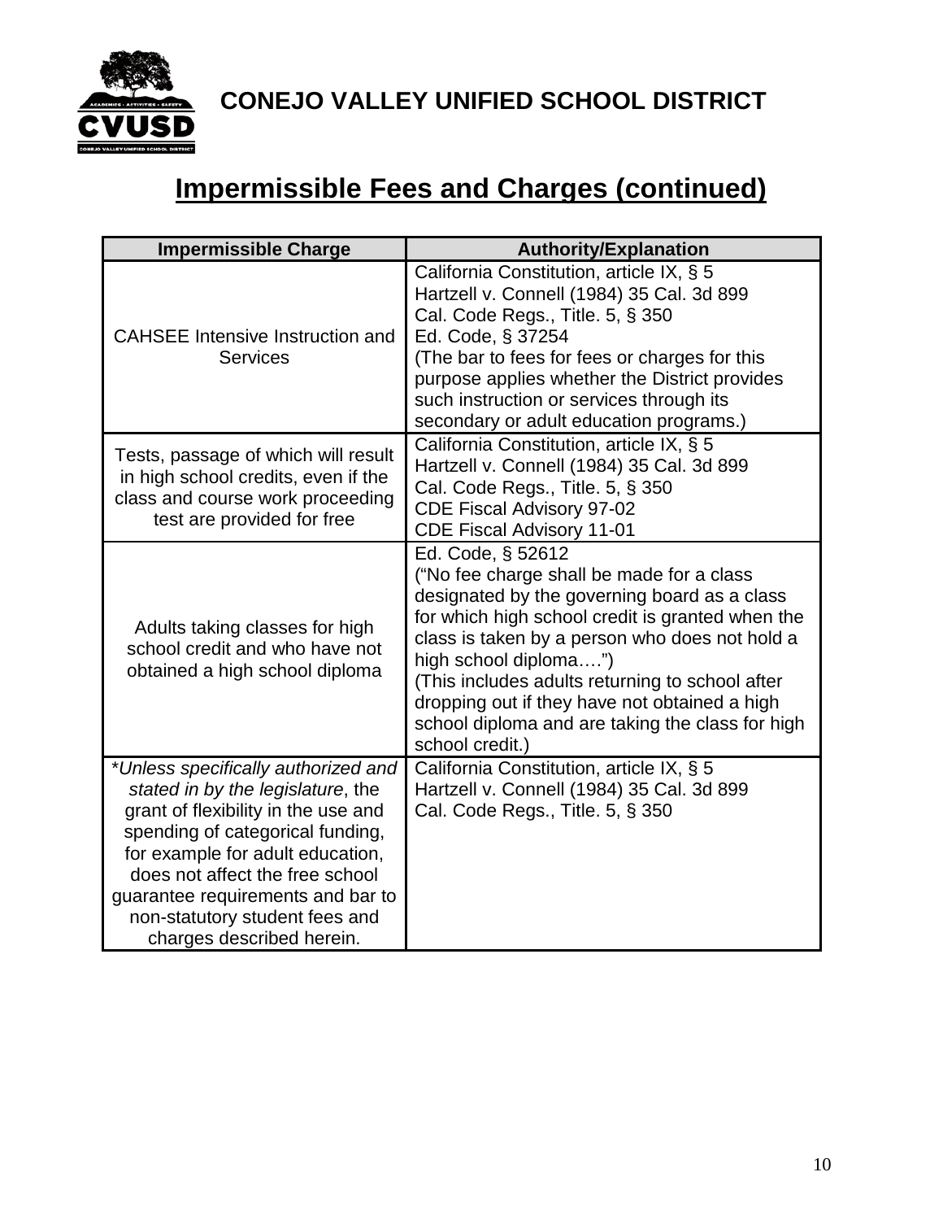CONEJO VALLEY UNIFIED SCHOOL DISTRICT

# Impermissible Fees and Charges (continued)

| Impermissible Charge | Authority/Explanation |
|---|---|
| CAHSEE Intensive Instruction and Services | California Constitution, article IX, § 5<br>Hartzell v. Connell (1984) 35 Cal. 3d 899<br>Cal. Code Regs., Title. 5, § 350<br>Ed. Code, § 37254<br>(The bar to fees for fees or charges for this purpose applies whether the District provides such instruction or services through its secondary or adult education programs.) |
| Tests, passage of which will result in high school credits, even if the class and course work proceeding test are provided for free | California Constitution, article IX, § 5<br>Hartzell v. Connell (1984) 35 Cal. 3d 899<br>Cal. Code Regs., Title. 5, § 350<br>CDE Fiscal Advisory 97-02<br>CDE Fiscal Advisory 11-01 |
| Adults taking classes for high school credit and who have not obtained a high school diploma | Ed. Code, § 52612<br>("No fee charge shall be made for a class designated by the governing board as a class for which high school credit is granted when the class is taken by a person who does not hold a high school diploma….")<br>(This includes adults returning to school after dropping out if they have not obtained a high school diploma and are taking the class for high school credit.) |
| \**Unless specifically authorized and stated in by the legislature*, the grant of flexibility in the use and spending of categorical funding, for example for adult education, does not affect the free school guarantee requirements and bar to non-statutory student fees and charges described herein. | California Constitution, article IX, § 5<br>Hartzell v. Connell (1984) 35 Cal. 3d 899<br>Cal. Code Regs., Title. 5, § 350 |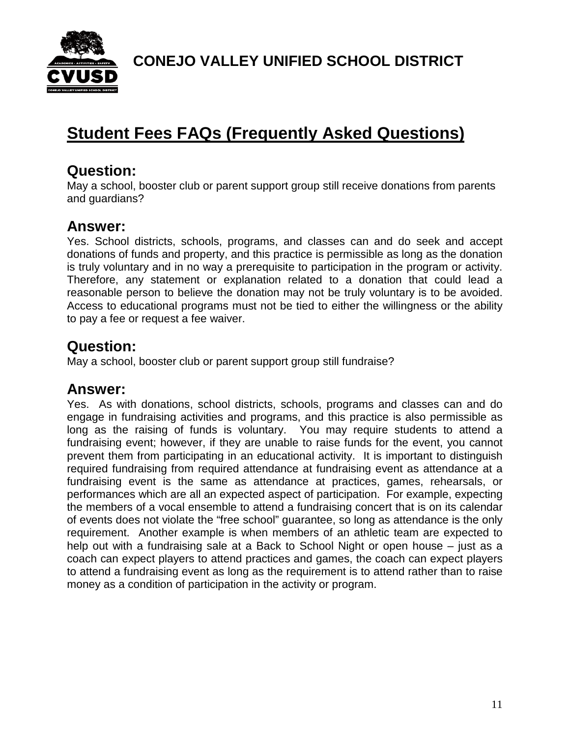**CONEJO VALLEY UNIFIED SCHOOL DISTRICT**

# Student Fees FAQs (Frequently Asked Questions)

## Question:

May a school, booster club or parent support group still receive donations from parents and guardians?

## Answer:

Yes. School districts, schools, programs, and classes can and do seek and accept donations of funds and property, and this practice is permissible as long as the donation is truly voluntary and in no way a prerequisite to participation in the program or activity. Therefore, any statement or explanation related to a donation that could lead a reasonable person to believe the donation may not be truly voluntary is to be avoided. Access to educational programs must not be tied to either the willingness or the ability to pay a fee or request a fee waiver.

## Question:

May a school, booster club or parent support group still fundraise?

## Answer:

Yes. As with donations, school districts, schools, programs and classes can and do engage in fundraising activities and programs, and this practice is also permissible as long as the raising of funds is voluntary. You may require students to attend a fundraising event; however, if they are unable to raise funds for the event, you cannot prevent them from participating in an educational activity. It is important to distinguish required fundraising from required attendance at fundraising event as attendance at a fundraising event is the same as attendance at practices, games, rehearsals, or performances which are all an expected aspect of participation. For example, expecting the members of a vocal ensemble to attend a fundraising concert that is on its calendar of events does not violate the "free school" guarantee, so long as attendance is the only requirement. Another example is when members of an athletic team are expected to help out with a fundraising sale at a Back to School Night or open house – just as a coach can expect players to attend practices and games, the coach can expect players to attend a fundraising event as long as the requirement is to attend rather than to raise money as a condition of participation in the activity or program.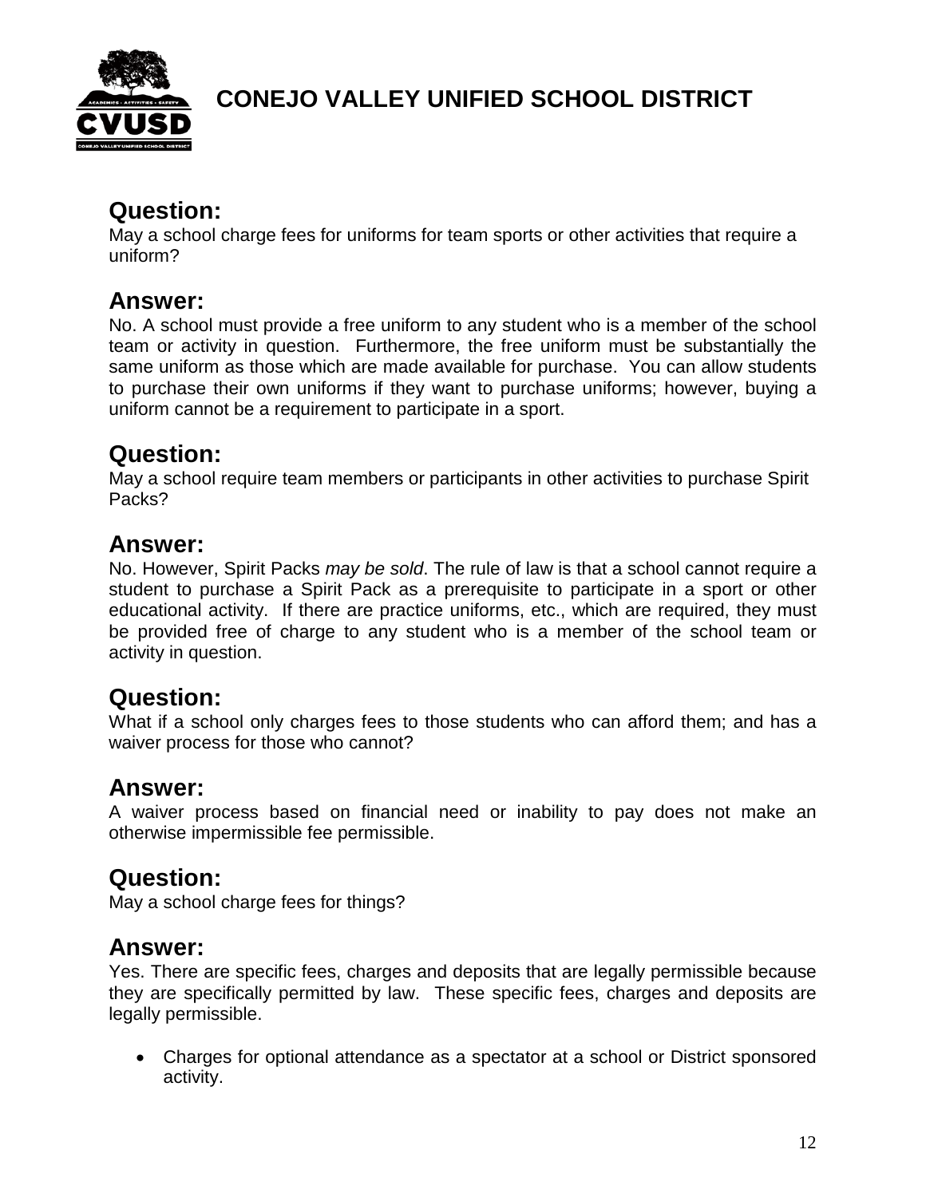## Question:

May a school charge fees for uniforms for team sports or other activities that require a uniform?

## Answer:

No. A school must provide a free uniform to any student who is a member of the school team or activity in question. Furthermore, the free uniform must be substantially the same uniform as those which are made available for purchase. You can allow students to purchase their own uniforms if they want to purchase uniforms; however, buying a uniform cannot be a requirement to participate in a sport.

## Question:

May a school require team members or participants in other activities to purchase Spirit Packs?

## Answer:

No. However, Spirit Packs *may be sold*. The rule of law is that a school cannot require a student to purchase a Spirit Pack as a prerequisite to participate in a sport or other educational activity. If there are practice uniforms, etc., which are required, they must be provided free of charge to any student who is a member of the school team or activity in question.

## Question:

What if a school only charges fees to those students who can afford them; and has a waiver process for those who cannot?

## Answer:

A waiver process based on financial need or inability to pay does not make an otherwise impermissible fee permissible.

## Question:

May a school charge fees for things?

## Answer:

Yes. There are specific fees, charges and deposits that are legally permissible because they are specifically permitted by law. These specific fees, charges and deposits are legally permissible.

- Charges for optional attendance as a spectator at a school or District sponsored activity.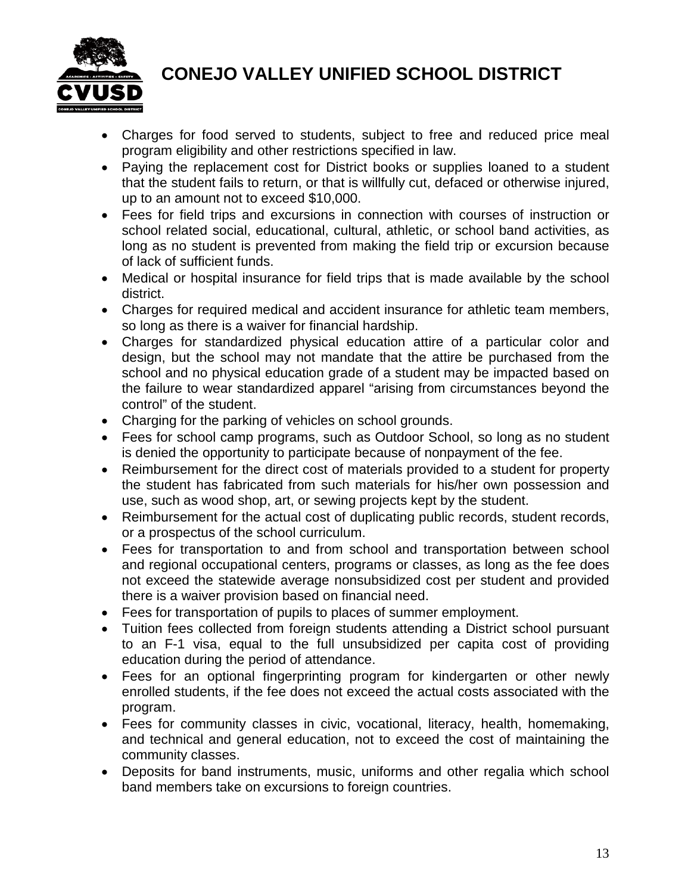- Charges for food served to students, subject to free and reduced price meal program eligibility and other restrictions specified in law.
- Paying the replacement cost for District books or supplies loaned to a student that the student fails to return, or that is willfully cut, defaced or otherwise injured, up to an amount not to exceed $10,000.
- Fees for field trips and excursions in connection with courses of instruction or school related social, educational, cultural, athletic, or school band activities, as long as no student is prevented from making the field trip or excursion because of lack of sufficient funds.
- Medical or hospital insurance for field trips that is made available by the school district.
- Charges for required medical and accident insurance for athletic team members, so long as there is a waiver for financial hardship.
- Charges for standardized physical education attire of a particular color and design, but the school may not mandate that the attire be purchased from the school and no physical education grade of a student may be impacted based on the failure to wear standardized apparel "arising from circumstances beyond the control" of the student.
- Charging for the parking of vehicles on school grounds.
- Fees for school camp programs, such as Outdoor School, so long as no student is denied the opportunity to participate because of nonpayment of the fee.
- Reimbursement for the direct cost of materials provided to a student for property the student has fabricated from such materials for his/her own possession and use, such as wood shop, art, or sewing projects kept by the student.
- Reimbursement for the actual cost of duplicating public records, student records, or a prospectus of the school curriculum.
- Fees for transportation to and from school and transportation between school and regional occupational centers, programs or classes, as long as the fee does not exceed the statewide average nonsubsidized cost per student and provided there is a waiver provision based on financial need.
- Fees for transportation of pupils to places of summer employment.
- Tuition fees collected from foreign students attending a District school pursuant to an F-1 visa, equal to the full unsubsidized per capita cost of providing education during the period of attendance.
- Fees for an optional fingerprinting program for kindergarten or other newly enrolled students, if the fee does not exceed the actual costs associated with the program.
- Fees for community classes in civic, vocational, literacy, health, homemaking, and technical and general education, not to exceed the cost of maintaining the community classes.
- Deposits for band instruments, music, uniforms and other regalia which school band members take on excursions to foreign countries.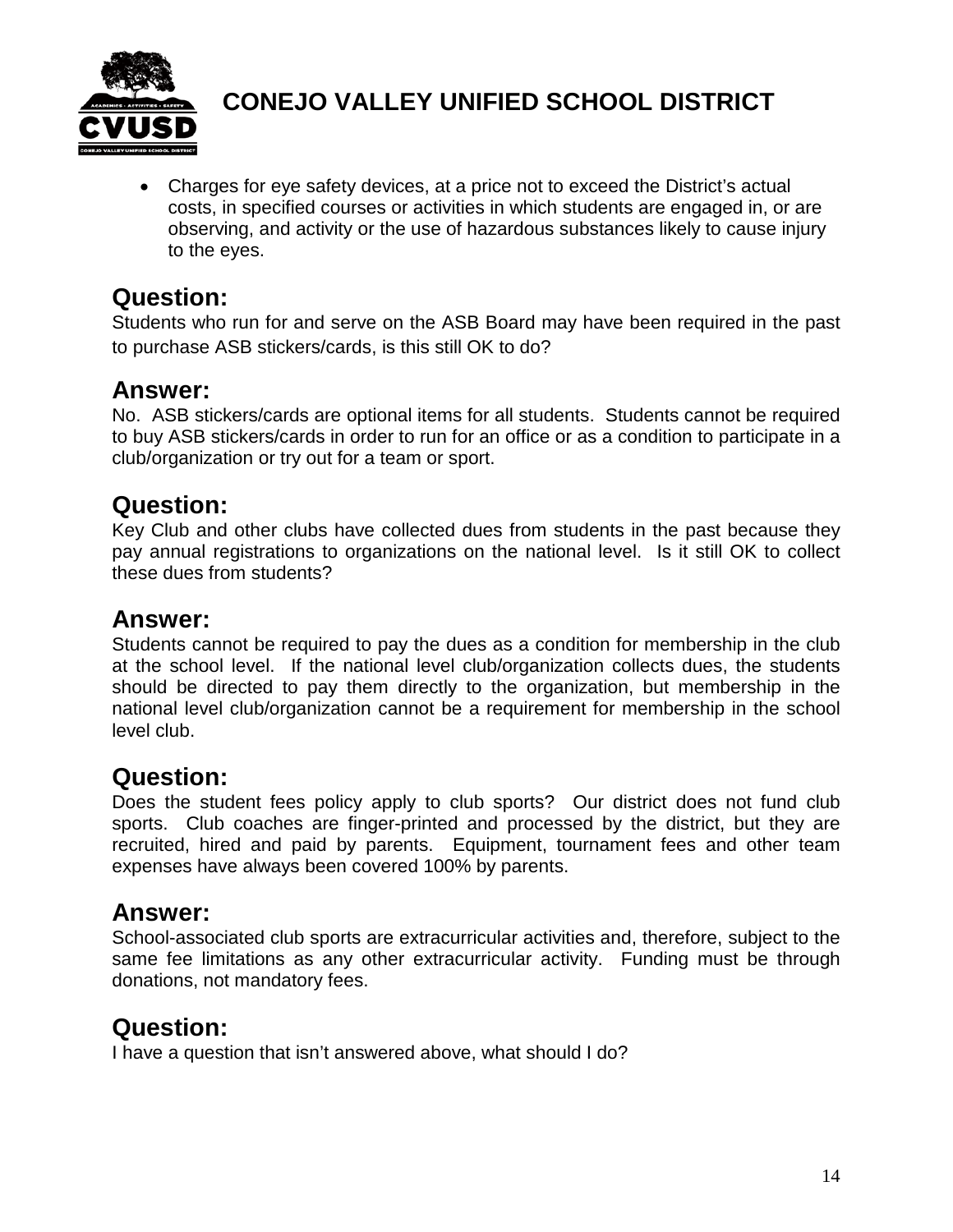- Charges for eye safety devices, at a price not to exceed the District's actual costs, in specified courses or activities in which students are engaged in, or are observing, and activity or the use of hazardous substances likely to cause injury to the eyes.

## Question:

Students who run for and serve on the ASB Board may have been required in the past to purchase ASB stickers/cards, is this still OK to do?

## Answer:

No. ASB stickers/cards are optional items for all students. Students cannot be required to buy ASB stickers/cards in order to run for an office or as a condition to participate in a club/organization or try out for a team or sport.

## Question:

Key Club and other clubs have collected dues from students in the past because they pay annual registrations to organizations on the national level. Is it still OK to collect these dues from students?

## Answer:

Students cannot be required to pay the dues as a condition for membership in the club at the school level. If the national level club/organization collects dues, the students should be directed to pay them directly to the organization, but membership in the national level club/organization cannot be a requirement for membership in the school level club.

## Question:

Does the student fees policy apply to club sports? Our district does not fund club sports. Club coaches are finger-printed and processed by the district, but they are recruited, hired and paid by parents. Equipment, tournament fees and other team expenses have always been covered 100% by parents.

## Answer:

School-associated club sports are extracurricular activities and, therefore, subject to the same fee limitations as any other extracurricular activity. Funding must be through donations, not mandatory fees.

## Question:

I have a question that isn't answered above, what should I do?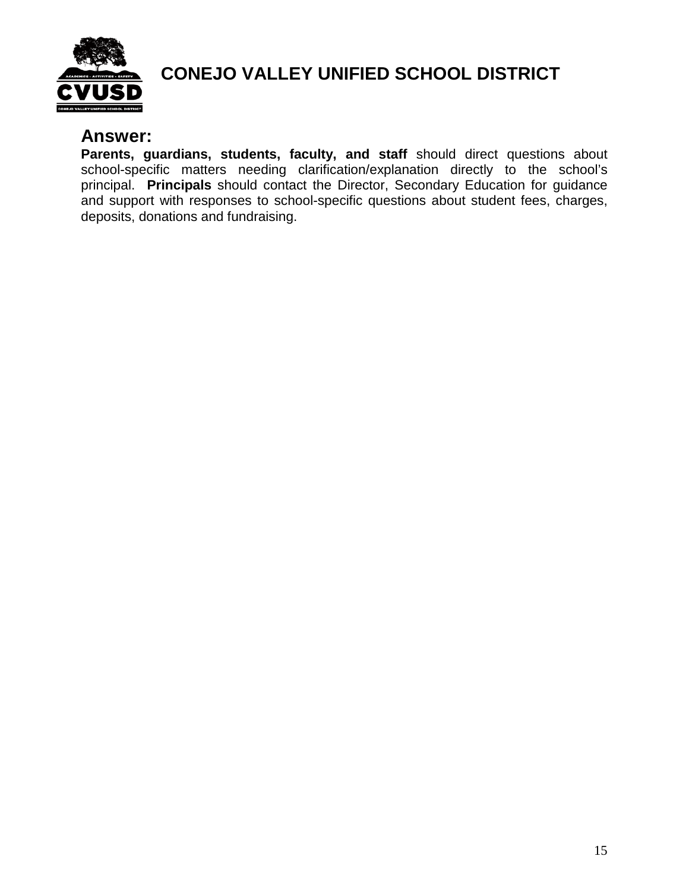## Answer:

**Parents, guardians, students, faculty, and staff** should direct questions about school-specific matters needing clarification/explanation directly to the school's principal. **Principals** should contact the Director, Secondary Education for guidance and support with responses to school-specific questions about student fees, charges, deposits, donations and fundraising.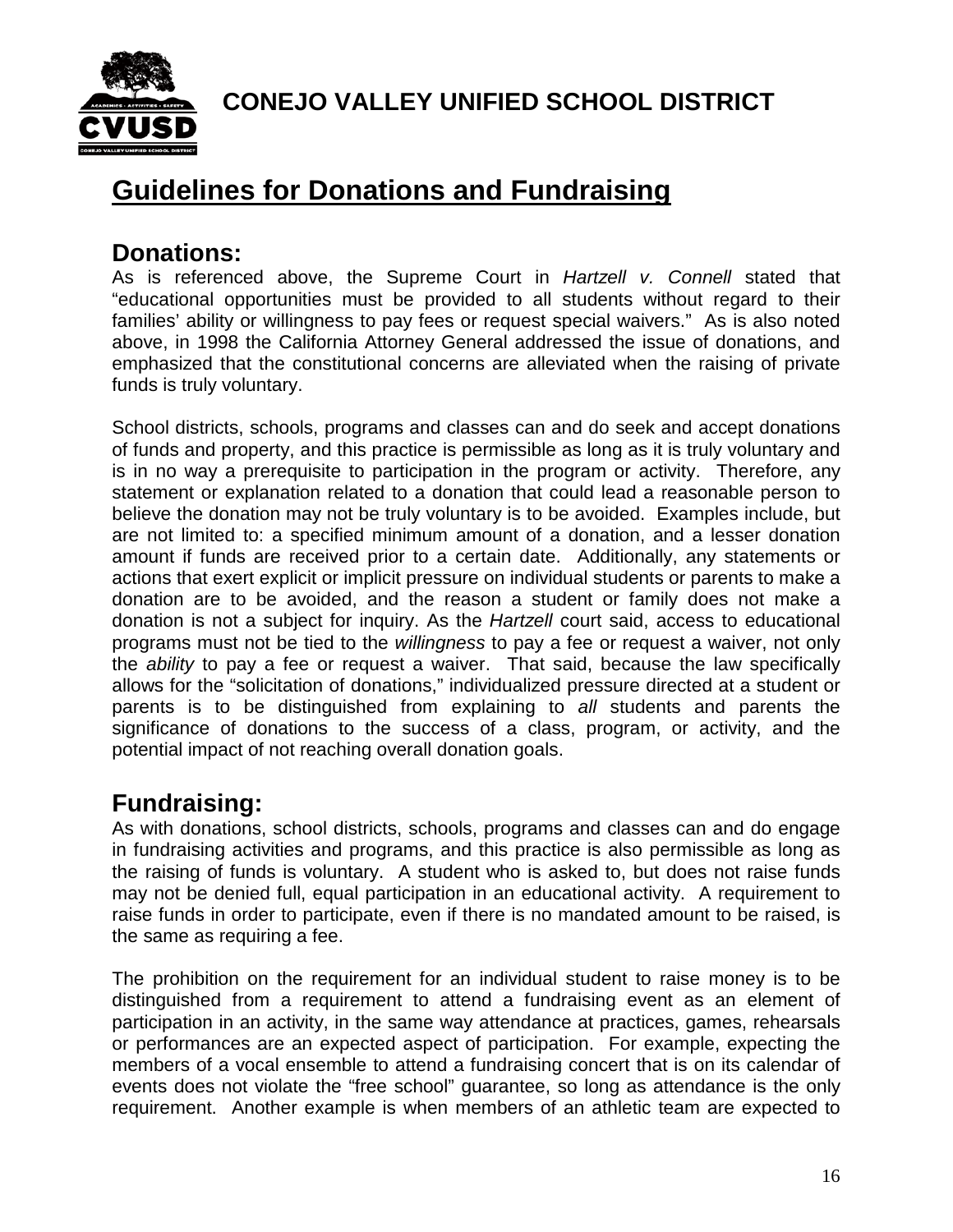# CONEJO VALLEY UNIFIED SCHOOL DISTRICT

## Guidelines for Donations and Fundraising

### Donations:

As is referenced above, the Supreme Court in *Hartzell v. Connell* stated that "educational opportunities must be provided to all students without regard to their families' ability or willingness to pay fees or request special waivers." As is also noted above, in 1998 the California Attorney General addressed the issue of donations, and emphasized that the constitutional concerns are alleviated when the raising of private funds is truly voluntary.

School districts, schools, programs and classes can and do seek and accept donations of funds and property, and this practice is permissible as long as it is truly voluntary and is in no way a prerequisite to participation in the program or activity. Therefore, any statement or explanation related to a donation that could lead a reasonable person to believe the donation may not be truly voluntary is to be avoided. Examples include, but are not limited to: a specified minimum amount of a donation, and a lesser donation amount if funds are received prior to a certain date. Additionally, any statements or actions that exert explicit or implicit pressure on individual students or parents to make a donation are to be avoided, and the reason a student or family does not make a donation is not a subject for inquiry. As the *Hartzell* court said, access to educational programs must not be tied to the *willingness* to pay a fee or request a waiver, not only the *ability* to pay a fee or request a waiver. That said, because the law specifically allows for the "solicitation of donations," individualized pressure directed at a student or parents is to be distinguished from explaining to *all* students and parents the significance of donations to the success of a class, program, or activity, and the potential impact of not reaching overall donation goals.

### Fundraising:

As with donations, school districts, schools, programs and classes can and do engage in fundraising activities and programs, and this practice is also permissible as long as the raising of funds is voluntary. A student who is asked to, but does not raise funds may not be denied full, equal participation in an educational activity. A requirement to raise funds in order to participate, even if there is no mandated amount to be raised, is the same as requiring a fee.

The prohibition on the requirement for an individual student to raise money is to be distinguished from a requirement to attend a fundraising event as an element of participation in an activity, in the same way attendance at practices, games, rehearsals or performances are an expected aspect of participation. For example, expecting the members of a vocal ensemble to attend a fundraising concert that is on its calendar of events does not violate the "free school" guarantee, so long as attendance is the only requirement. Another example is when members of an athletic team are expected to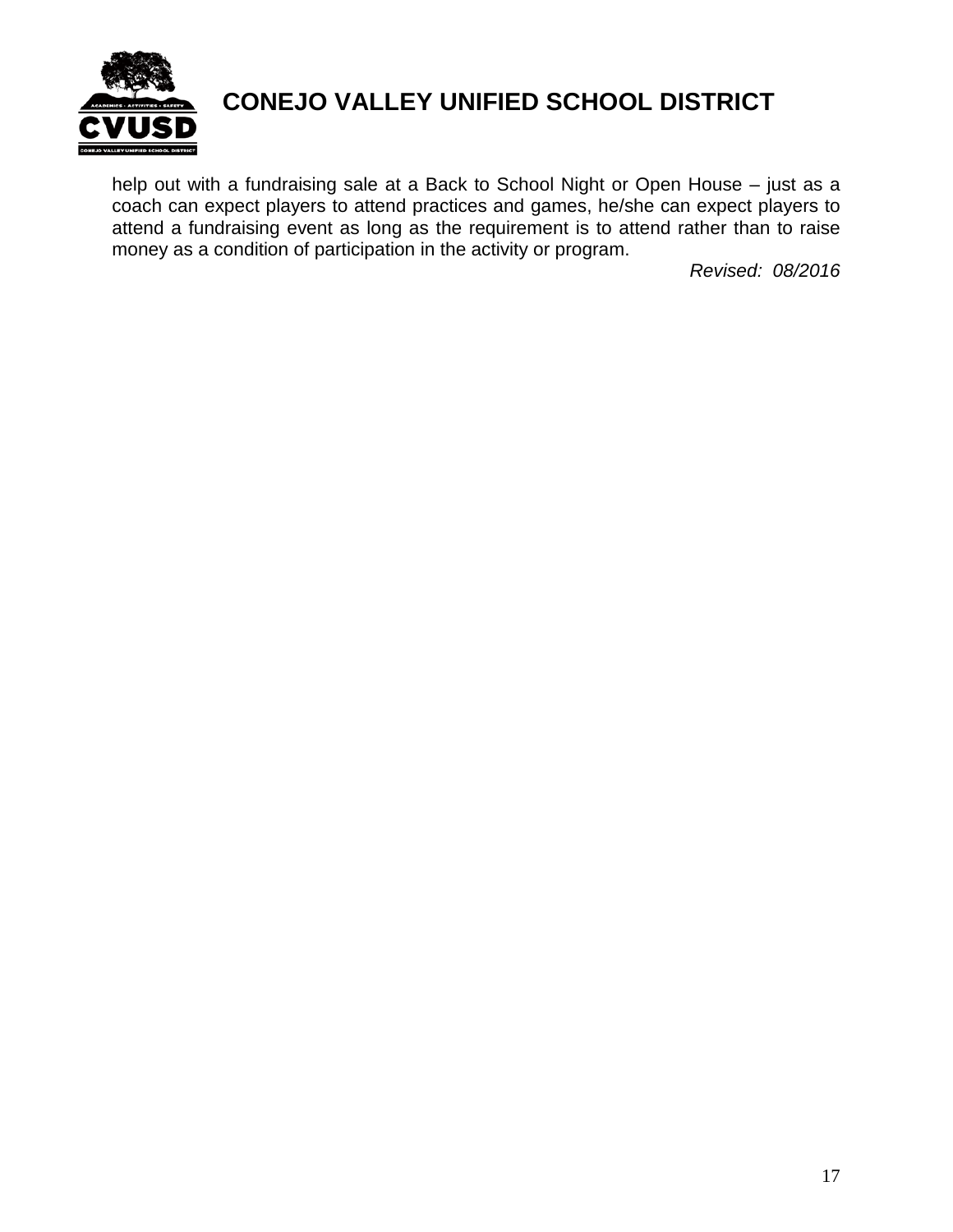help out with a fundraising sale at a Back to School Night or Open House – just as a coach can expect players to attend practices and games, he/she can expect players to attend a fundraising event as long as the requirement is to attend rather than to raise money as a condition of participation in the activity or program.

*Revised: 08/2016*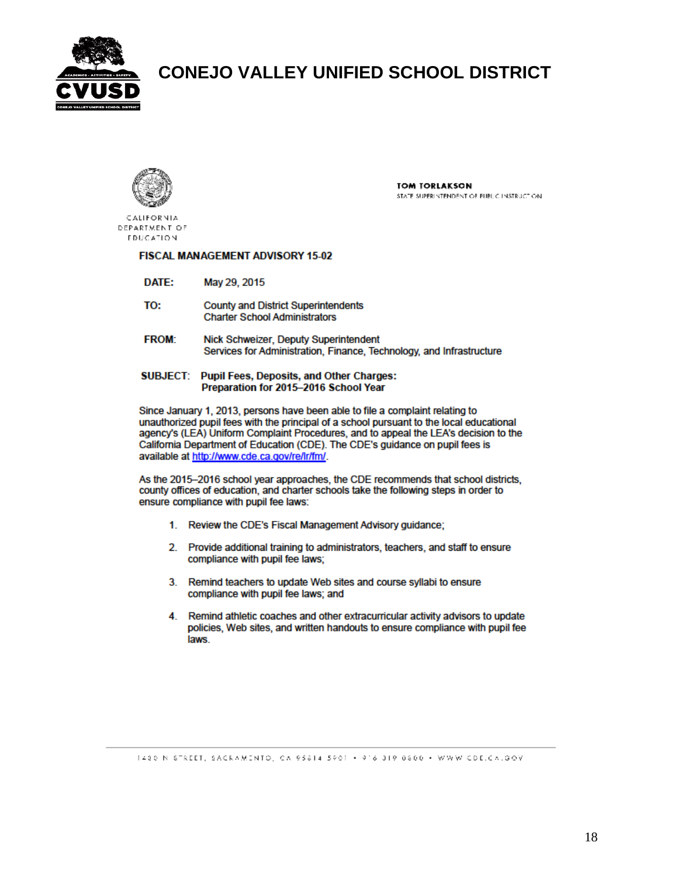# CONEJO VALLEY UNIFIED SCHOOL DISTRICT

CALIFORNIA DEPARTMENT OF EDUCATION

**TOM TORLAKSON**
STATE SUPERINTENDENT OF PUBLIC INSTRUCTION

**FISCAL MANAGEMENT ADVISORY 15-02**

**DATE:** May 29, 2015

**TO:** County and District Superintendents
Charter School Administrators

**FROM:** Nick Schweizer, Deputy Superintendent
Services for Administration, Finance, Technology, and Infrastructure

**SUBJECT: Pupil Fees, Deposits, and Other Charges: Preparation for 2015–2016 School Year**

Since January 1, 2013, persons have been able to file a complaint relating to unauthorized pupil fees with the principal of a school pursuant to the local educational agency's (LEA) Uniform Complaint Procedures, and to appeal the LEA's decision to the California Department of Education (CDE). The CDE's guidance on pupil fees is available at http://www.cde.ca.gov/re/lr/fm/.

As the 2015–2016 school year approaches, the CDE recommends that school districts, county offices of education, and charter schools take the following steps in order to ensure compliance with pupil fee laws:

1. Review the CDE's Fiscal Management Advisory guidance;
2. Provide additional training to administrators, teachers, and staff to ensure compliance with pupil fee laws;
3. Remind teachers to update Web sites and course syllabi to ensure compliance with pupil fee laws; and
4. Remind athletic coaches and other extracurricular activity advisors to update policies, Web sites, and written handouts to ensure compliance with pupil fee laws.

1430 N STREET, SACRAMENTO, CA 95814-5901 • 916-319-0800 • WWW.CDE.CA.GOV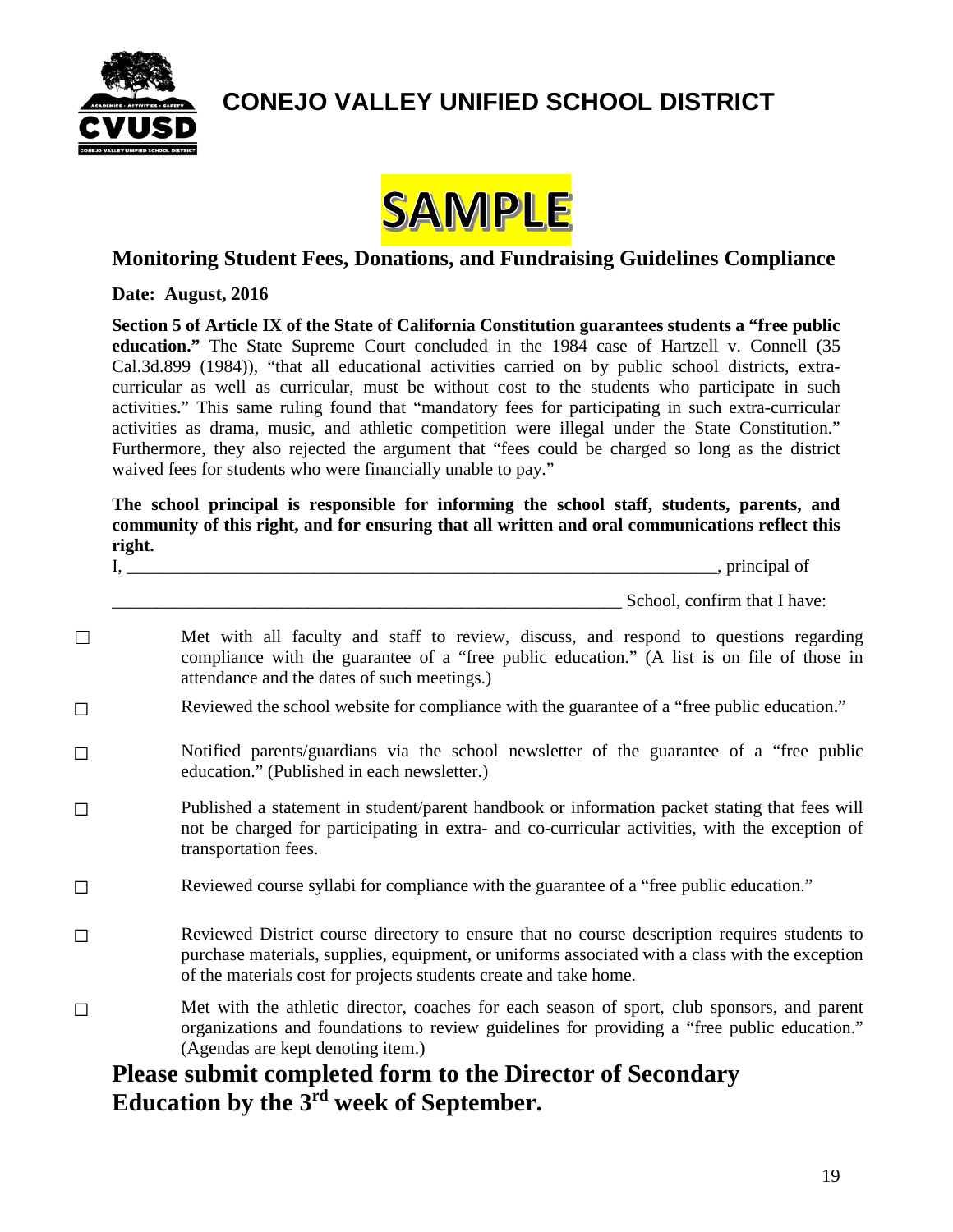# CONEJO VALLEY UNIFIED SCHOOL DISTRICT

**SAMPLE**

## Monitoring Student Fees, Donations, and Fundraising Guidelines Compliance

**Date: August, 2016**

**Section 5 of Article IX of the State of California Constitution guarantees students a "free public education."** The State Supreme Court concluded in the 1984 case of Hartzell v. Connell (35 Cal.3d.899 (1984)), "that all educational activities carried on by public school districts, extra-curricular as well as curricular, must be without cost to the students who participate in such activities." This same ruling found that "mandatory fees for participating in such extra-curricular activities as drama, music, and athletic competition were illegal under the State Constitution." Furthermore, they also rejected the argument that "fees could be charged so long as the district waived fees for students who were financially unable to pay."

**The school principal is responsible for informing the school staff, students, parents, and community of this right, and for ensuring that all written and oral communications reflect this right.**

I, ___________________________________________________________________, principal of

___________________________________________________________ School, confirm that I have:

- ☐ Met with all faculty and staff to review, discuss, and respond to questions regarding compliance with the guarantee of a "free public education." (A list is on file of those in attendance and the dates of such meetings.)
- ☐ Reviewed the school website for compliance with the guarantee of a "free public education."
- ☐ Notified parents/guardians via the school newsletter of the guarantee of a "free public education." (Published in each newsletter.)
- ☐ Published a statement in student/parent handbook or information packet stating that fees will not be charged for participating in extra- and co-curricular activities, with the exception of transportation fees.
- ☐ Reviewed course syllabi for compliance with the guarantee of a "free public education."
- ☐ Reviewed District course directory to ensure that no course description requires students to purchase materials, supplies, equipment, or uniforms associated with a class with the exception of the materials cost for projects students create and take home.
- ☐ Met with the athletic director, coaches for each season of sport, club sponsors, and parent organizations and foundations to review guidelines for providing a "free public education." (Agendas are kept denoting item.)

## Please submit completed form to the Director of Secondary Education by the 3rd week of September.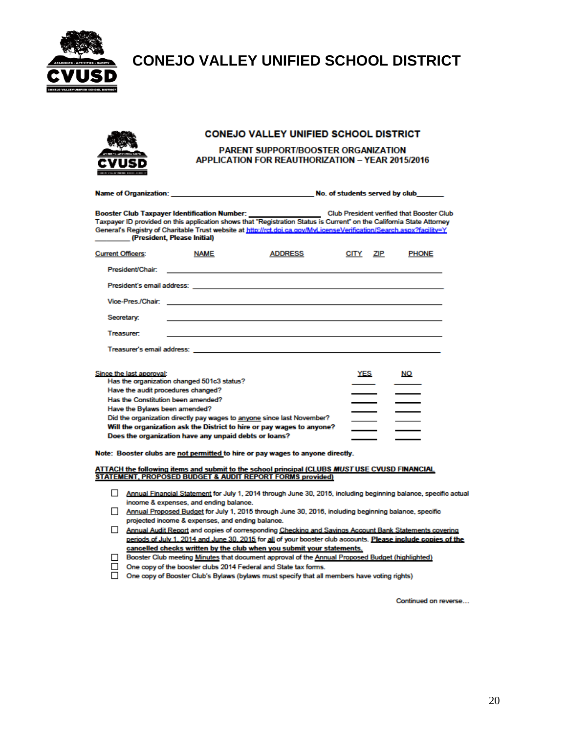# CONEJO VALLEY UNIFIED SCHOOL DISTRICT

## CONEJO VALLEY UNIFIED SCHOOL DISTRICT

### PARENT SUPPORT/BOOSTER ORGANIZATION
### APPLICATION FOR REAUTHORIZATION – YEAR 2015/2016

**Name of Organization:** ________________________________ **No. of students served by club**______

**Booster Club Taxpayer Identification Number:** ______________ Club President verified that Booster Club Taxpayer ID provided on this application shows that "Registration Status is Current" on the California State Attorney General's Registry of Charitable Trust website at http://rct.doj.ca.gov/MyLicenseVerification/Search.aspx?facility=Y
________ **(President, Please Initial)**

| Current Officers: | NAME | ADDRESS | CITY ZIP | PHONE |
|---|---|---|---|---|
| President/Chair: | | | | |
| President's email address: | | | | |
| Vice-Pres./Chair: | | | | |
| Secretary: | | | | |
| Treasurer: | | | | |
| Treasurer's email address: | | | | |

| Since the last approval: | YES | NO |
|---|---|---|
| Has the organization changed 501c3 status? | _____ | _____ |
| Have the audit procedures changed? | _____ | _____ |
| Has the Constitution been amended? | _____ | _____ |
| Have the Bylaws been amended? | _____ | _____ |
| Did the organization directly pay wages to anyone since last November? | _____ | _____ |
| **Will the organization ask the District to hire or pay wages to anyone?** | _____ | _____ |
| **Does the organization have any unpaid debts or loans?** | _____ | _____ |

**Note: Booster clubs are not permitted to hire or pay wages to anyone directly.**

**ATTACH the following items and submit to the school principal (CLUBS *MUST* USE CVUSD FINANCIAL STATEMENT, PROPOSED BUDGET & AUDIT REPORT FORMS provided)**

- ☐ Annual Financial Statement for July 1, 2014 through June 30, 2015, including beginning balance, specific actual income & expenses, and ending balance.
- ☐ Annual Proposed Budget for July 1, 2015 through June 30, 2016, including beginning balance, specific projected income & expenses, and ending balance.
- ☐ Annual Audit Report and copies of corresponding Checking and Savings Account Bank Statements covering periods of July 1, 2014 and June 30, 2015 for all of your booster club accounts. **Please include copies of the cancelled checks written by the club when you submit your statements.**
- ☐ Booster Club meeting Minutes that document approval of the Annual Proposed Budget (highlighted)
- ☐ One copy of the booster clubs 2014 Federal and State tax forms.
- ☐ One copy of Booster Club's Bylaws (bylaws must specify that all members have voting rights)

Continued on reverse…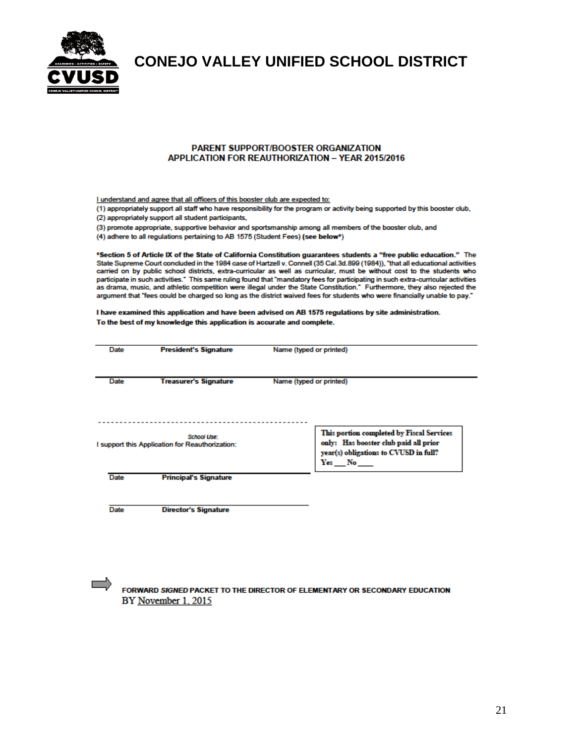# CONEJO VALLEY UNIFIED SCHOOL DISTRICT

**PARENT SUPPORT/BOOSTER ORGANIZATION**
**APPLICATION FOR REAUTHORIZATION – YEAR 2015/2016**

I understand and agree that all officers of this booster club are expected to:

(1) appropriately support all staff who have responsibility for the program or activity being supported by this booster club,
(2) appropriately support all student participants,
(3) promote appropriate, supportive behavior and sportsmanship among all members of the booster club, and
(4) adhere to all regulations pertaining to AB 1575 (Student Fees) **(see below\*)**

**\*Section 5 of Article IX of the State of California Constitution guarantees students a "free public education."** The State Supreme Court concluded in the 1984 case of Hartzell v. Connell (35 Cal.3d.899 (1984)), "that all educational activities carried on by public school districts, extra-curricular as well as curricular, must be without cost to the students who participate in such activities." This same ruling found that "mandatory fees for participating in such extra-curricular activities as drama, music, and athletic competition were illegal under the State Constitution." Furthermore, they also rejected the argument that "fees could be charged so long as the district waived fees for students who were financially unable to pay."

**I have examined this application and have been advised on AB 1575 regulations by site administration.**
**To the best of my knowledge this application is accurate and complete.**

Date &nbsp;&nbsp;&nbsp; **President's Signature** &nbsp;&nbsp;&nbsp; Name (typed or printed)

Date &nbsp;&nbsp;&nbsp; **Treasurer's Signature** &nbsp;&nbsp;&nbsp; Name (typed or printed)

---

*School Use:*
I support this Application for Reauthorization:

Date &nbsp;&nbsp;&nbsp; **Principal's Signature**

Date &nbsp;&nbsp;&nbsp; **Director's Signature**

**This portion completed by Fiscal Services only: Has booster club paid all prior year(s) obligations to CVUSD in full?**
**Yes \_\_\_ No \_\_\_\_**

**FORWARD *SIGNED* PACKET TO THE DIRECTOR OF ELEMENTARY OR SECONDARY EDUCATION**
BY November 1, 2015